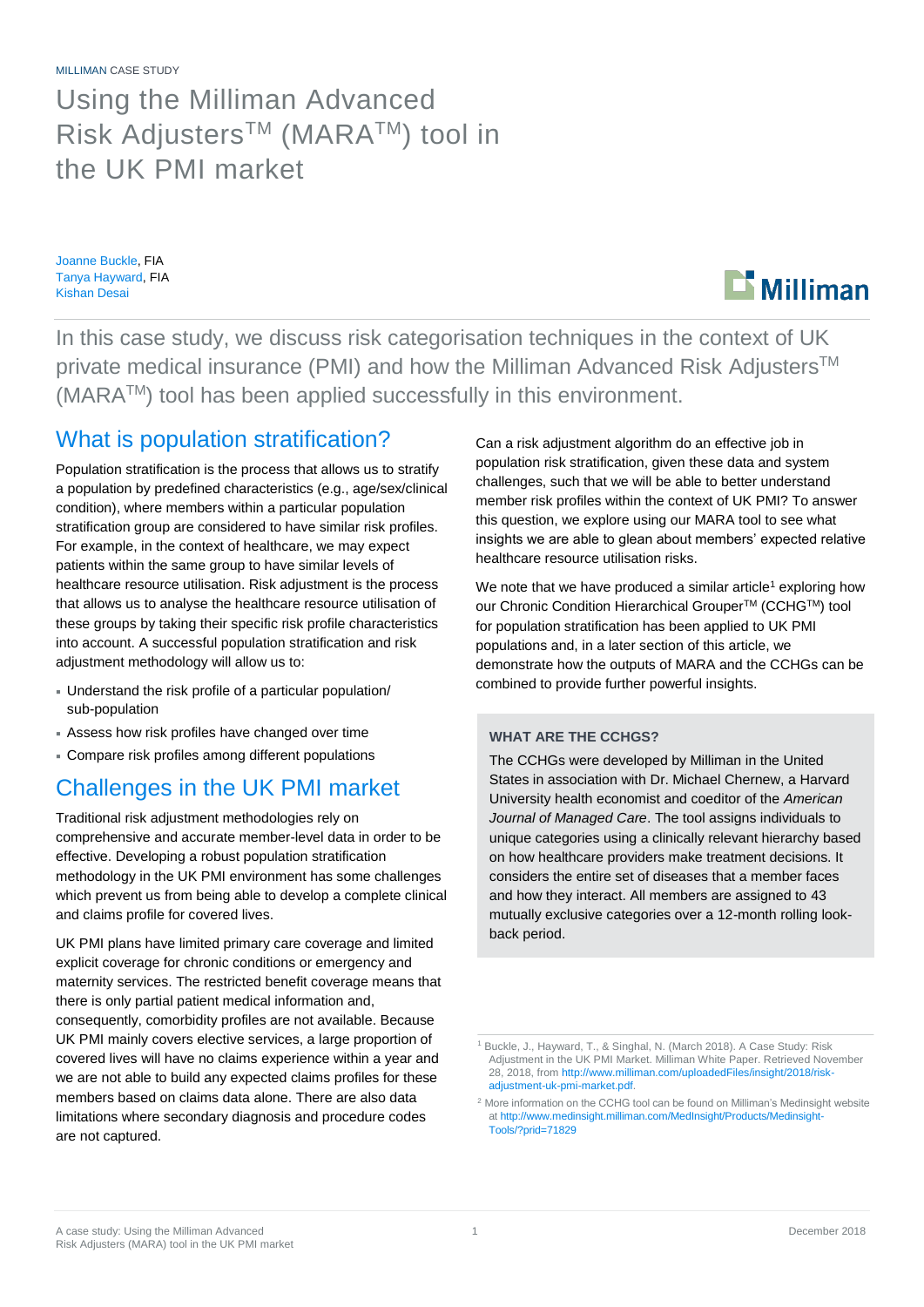MILLIMAN CASE STUDY

# Using the Milliman Advanced Risk Adjusters™ (MARA™) tool in the UK PMI market

Joanne Buckle, FIA
Tanya Hayward, FIA
Kishan Desai

In this case study, we discuss risk categorisation techniques in the context of UK private medical insurance (PMI) and how the Milliman Advanced Risk Adjusters™ (MARA™) tool has been applied successfully in this environment.

## What is population stratification?

Population stratification is the process that allows us to stratify a population by predefined characteristics (e.g., age/sex/clinical condition), where members within a particular population stratification group are considered to have similar risk profiles. For example, in the context of healthcare, we may expect patients within the same group to have similar levels of healthcare resource utilisation. Risk adjustment is the process that allows us to analyse the healthcare resource utilisation of these groups by taking their specific risk profile characteristics into account. A successful population stratification and risk adjustment methodology will allow us to:

- Understand the risk profile of a particular population/ sub-population
- Assess how risk profiles have changed over time
- Compare risk profiles among different populations

## Challenges in the UK PMI market

Traditional risk adjustment methodologies rely on comprehensive and accurate member-level data in order to be effective. Developing a robust population stratification methodology in the UK PMI environment has some challenges which prevent us from being able to develop a complete clinical and claims profile for covered lives.

UK PMI plans have limited primary care coverage and limited explicit coverage for chronic conditions or emergency and maternity services. The restricted benefit coverage means that there is only partial patient medical information and, consequently, comorbidity profiles are not available. Because UK PMI mainly covers elective services, a large proportion of covered lives will have no claims experience within a year and we are not able to build any expected claims profiles for these members based on claims data alone. There are also data limitations where secondary diagnosis and procedure codes are not captured.

Can a risk adjustment algorithm do an effective job in population risk stratification, given these data and system challenges, such that we will be able to better understand member risk profiles within the context of UK PMI? To answer this question, we explore using our MARA tool to see what insights we are able to glean about members' expected relative healthcare resource utilisation risks.

We note that we have produced a similar article[1] exploring how our Chronic Condition Hierarchical Grouper™ (CCHG™) tool for population stratification has been applied to UK PMI populations and, in a later section of this article, we demonstrate how the outputs of MARA and the CCHGs can be combined to provide further powerful insights.

**WHAT ARE THE CCHGS?**

The CCHGs were developed by Milliman in the United States in association with Dr. Michael Chernew, a Harvard University health economist and coeditor of the *American Journal of Managed Care*. The tool assigns individuals to unique categories using a clinically relevant hierarchy based on how healthcare providers make treatment decisions. It considers the entire set of diseases that a member faces and how they interact. All members are assigned to 43 mutually exclusive categories over a 12-month rolling look-back period.

[1] Buckle, J., Hayward, T., & Singhal, N. (March 2018). A Case Study: Risk Adjustment in the UK PMI Market. Milliman White Paper. Retrieved November 28, 2018, from http://www.milliman.com/uploadedFiles/insight/2018/risk-adjustment-uk-pmi-market.pdf.

[2] More information on the CCHG tool can be found on Milliman's Medinsight website at http://www.medinsight.milliman.com/MedInsight/Products/Medinsight-Tools/?prid=71829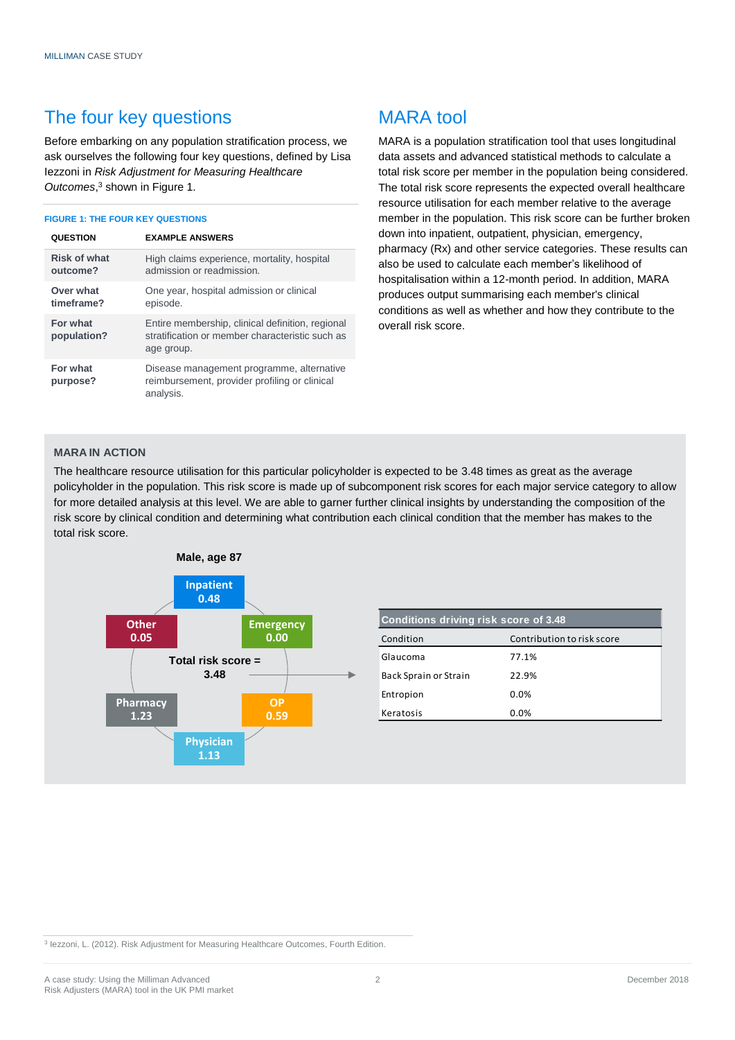## The four key questions

Before embarking on any population stratification process, we ask ourselves the following four key questions, defined by Lisa Iezzoni in *Risk Adjustment for Measuring Healthcare Outcomes*,[3] shown in Figure 1.

**FIGURE 1: THE FOUR KEY QUESTIONS**

| QUESTION | EXAMPLE ANSWERS |
|---|---|
| **Risk of what outcome?** | High claims experience, mortality, hospital admission or readmission. |
| **Over what timeframe?** | One year, hospital admission or clinical episode. |
| **For what population?** | Entire membership, clinical definition, regional stratification or member characteristic such as age group. |
| **For what purpose?** | Disease management programme, alternative reimbursement, provider profiling or clinical analysis. |

## MARA tool

MARA is a population stratification tool that uses longitudinal data assets and advanced statistical methods to calculate a total risk score per member in the population being considered. The total risk score represents the expected overall healthcare resource utilisation for each member relative to the average member in the population. This risk score can be further broken down into inpatient, outpatient, physician, emergency, pharmacy (Rx) and other service categories. These results can also be used to calculate each member's likelihood of hospitalisation within a 12-month period. In addition, MARA produces output summarising each member's clinical conditions as well as whether and how they contribute to the overall risk score.

### MARA IN ACTION

The healthcare resource utilisation for this particular policyholder is expected to be 3.48 times as great as the average policyholder in the population. This risk score is made up of subcomponent risk scores for each major service category to allow for more detailed analysis at this level. We are able to garner further clinical insights by understanding the composition of the risk score by clinical condition and determining what contribution each clinical condition that the member has makes to the total risk score.

**Male, age 87**

Total risk score = 3.48

| Service category | Risk score |
|---|---|
| Inpatient | 0.48 |
| Emergency | 0.00 |
| OP | 0.59 |
| Physician | 1.13 |
| Pharmacy | 1.23 |
| Other | 0.05 |

**Conditions driving risk score of 3.48**

| Condition | Contribution to risk score |
|---|---|
| Glaucoma | 77.1% |
| Back Sprain or Strain | 22.9% |
| Entropion | 0.0% |
| Keratosis | 0.0% |

[3] Iezzoni, L. (2012). Risk Adjustment for Measuring Healthcare Outcomes, Fourth Edition.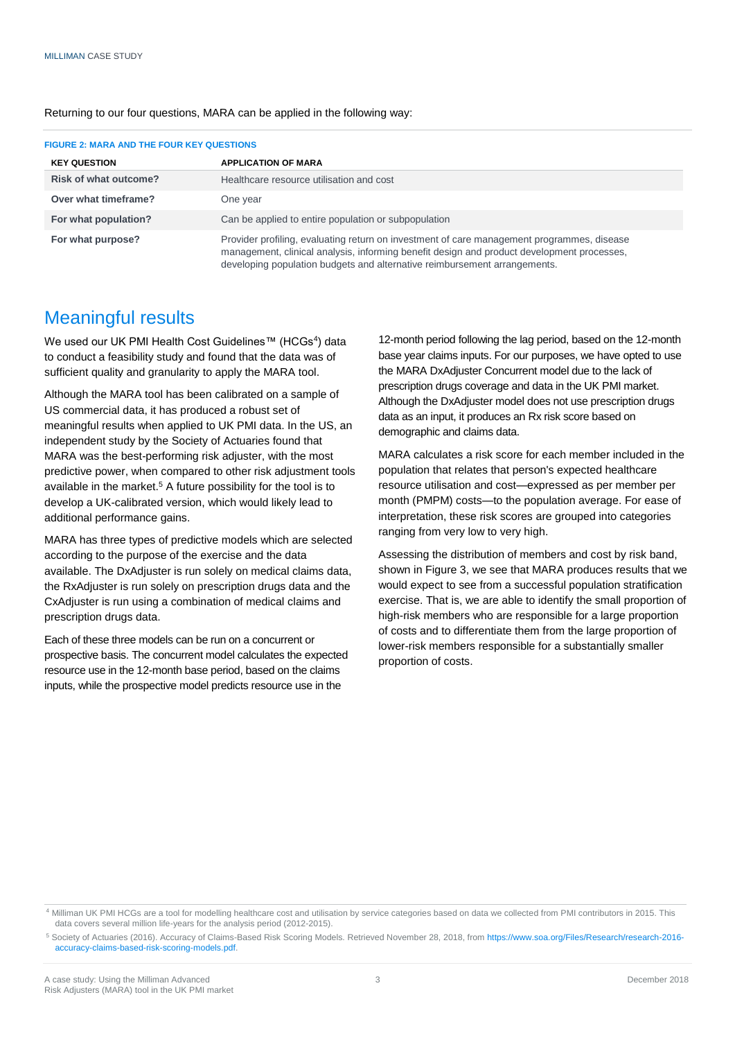Returning to our four questions, MARA can be applied in the following way:

**FIGURE 2: MARA AND THE FOUR KEY QUESTIONS**

| KEY QUESTION | APPLICATION OF MARA |
| --- | --- |
| **Risk of what outcome?** | Healthcare resource utilisation and cost |
| **Over what timeframe?** | One year |
| **For what population?** | Can be applied to entire population or subpopulation |
| **For what purpose?** | Provider profiling, evaluating return on investment of care management programmes, disease management, clinical analysis, informing benefit design and product development processes, developing population budgets and alternative reimbursement arrangements. |

## Meaningful results

We used our UK PMI Health Cost Guidelines™ (HCGs[4]) data to conduct a feasibility study and found that the data was of sufficient quality and granularity to apply the MARA tool.

Although the MARA tool has been calibrated on a sample of US commercial data, it has produced a robust set of meaningful results when applied to UK PMI data. In the US, an independent study by the Society of Actuaries found that MARA was the best-performing risk adjuster, with the most predictive power, when compared to other risk adjustment tools available in the market.[5] A future possibility for the tool is to develop a UK-calibrated version, which would likely lead to additional performance gains.

MARA has three types of predictive models which are selected according to the purpose of the exercise and the data available. The DxAdjuster is run solely on medical claims data, the RxAdjuster is run solely on prescription drugs data and the CxAdjuster is run using a combination of medical claims and prescription drugs data.

Each of these three models can be run on a concurrent or prospective basis. The concurrent model calculates the expected resource use in the 12-month base period, based on the claims inputs, while the prospective model predicts resource use in the 12-month period following the lag period, based on the 12-month base year claims inputs. For our purposes, we have opted to use the MARA DxAdjuster Concurrent model due to the lack of prescription drugs coverage and data in the UK PMI market. Although the DxAdjuster model does not use prescription drugs data as an input, it produces an Rx risk score based on demographic and claims data.

MARA calculates a risk score for each member included in the population that relates that person's expected healthcare resource utilisation and cost—expressed as per member per month (PMPM) costs—to the population average. For ease of interpretation, these risk scores are grouped into categories ranging from very low to very high.

Assessing the distribution of members and cost by risk band, shown in Figure 3, we see that MARA produces results that we would expect to see from a successful population stratification exercise. That is, we are able to identify the small proportion of high-risk members who are responsible for a large proportion of costs and to differentiate them from the large proportion of lower-risk members responsible for a substantially smaller proportion of costs.

[4] Milliman UK PMI HCGs are a tool for modelling healthcare cost and utilisation by service categories based on data we collected from PMI contributors in 2015. This data covers several million life-years for the analysis period (2012-2015).

[5] Society of Actuaries (2016). Accuracy of Claims-Based Risk Scoring Models. Retrieved November 28, 2018, from https://www.soa.org/Files/Research/research-2016-accuracy-claims-based-risk-scoring-models.pdf.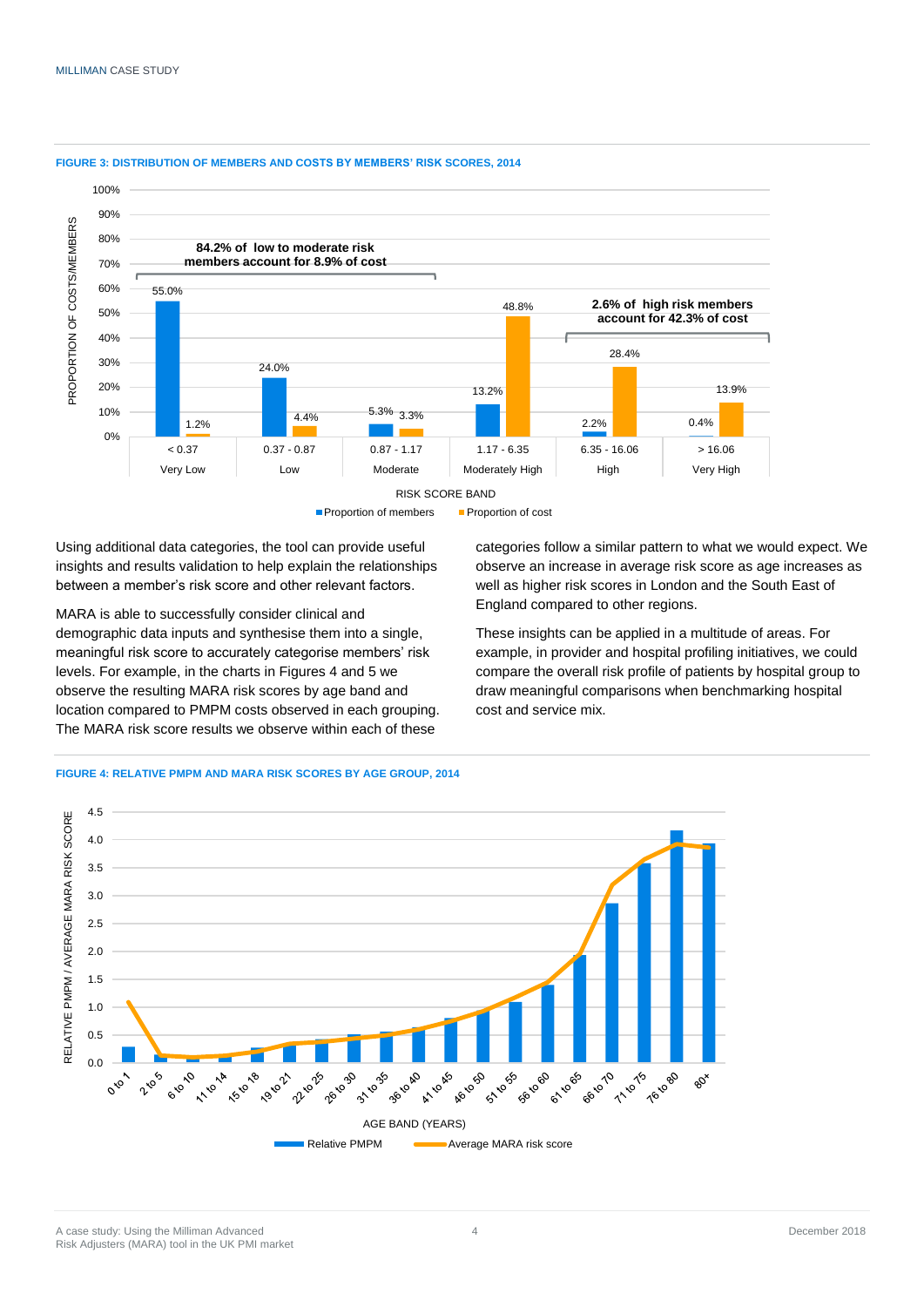**FIGURE 3: DISTRIBUTION OF MEMBERS AND COSTS BY MEMBERS' RISK SCORES, 2014**

| Risk score band | Proportion of members | Proportion of cost |
|---|---|---|
| < 0.37 Very Low | 55.0% | 1.2% |
| 0.37 - 0.87 Low | 24.0% | 4.4% |
| 0.87 - 1.17 Moderate | 5.3% | 3.3% |
| 1.17 - 6.35 Moderately High | 13.2% | 48.8% |
| 6.35 - 16.06 High | 2.2% | 28.4% |
| > 16.06 Very High | 0.4% | 13.9% |

84.2% of low to moderate risk members account for 8.9% of cost

2.6% of high risk members account for 42.3% of cost

Using additional data categories, the tool can provide useful insights and results validation to help explain the relationships between a member's risk score and other relevant factors.

MARA is able to successfully consider clinical and demographic data inputs and synthesise them into a single, meaningful risk score to accurately categorise members' risk levels. For example, in the charts in Figures 4 and 5 we observe the resulting MARA risk scores by age band and location compared to PMPM costs observed in each grouping. The MARA risk score results we observe within each of these categories follow a similar pattern to what we would expect. We observe an increase in average risk score as age increases as well as higher risk scores in London and the South East of England compared to other regions.

These insights can be applied in a multitude of areas. For example, in provider and hospital profiling initiatives, we could compare the overall risk profile of patients by hospital group to draw meaningful comparisons when benchmarking hospital cost and service mix.

**FIGURE 4: RELATIVE PMPM AND MARA RISK SCORES BY AGE GROUP, 2014**

Chart: Relative PMPM (bars) and Average MARA risk score (line) by age band (years): 0 to 1, 2 to 5, 6 to 10, 11 to 14, 15 to 18, 19 to 21, 22 to 25, 26 to 30, 31 to 35, 36 to 40, 41 to 45, 46 to 50, 51 to 55, 56 to 60, 61 to 65, 66 to 70, 71 to 75, 76 to 80, 80+. Y-axis: Relative PMPM / Average MARA risk score (0.0 to 4.5).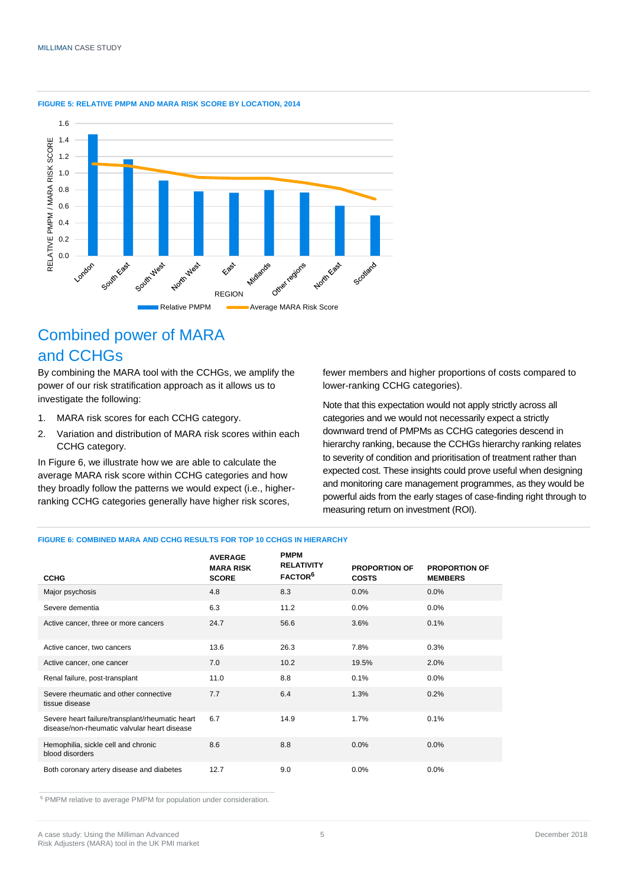**FIGURE 5: RELATIVE PMPM AND MARA RISK SCORE BY LOCATION, 2014**

## Combined power of MARA and CCHGs

By combining the MARA tool with the CCHGs, we amplify the power of our risk stratification approach as it allows us to investigate the following:

1. MARA risk scores for each CCHG category.
2. Variation and distribution of MARA risk scores within each CCHG category.

In Figure 6, we illustrate how we are able to calculate the average MARA risk score within CCHG categories and how they broadly follow the patterns we would expect (i.e., higher-ranking CCHG categories generally have higher risk scores, fewer members and higher proportions of costs compared to lower-ranking CCHG categories).

Note that this expectation would not apply strictly across all categories and we would not necessarily expect a strictly downward trend of PMPMs as CCHG categories descend in hierarchy ranking, because the CCHGs hierarchy ranking relates to severity of condition and prioritisation of treatment rather than expected cost. These insights could prove useful when designing and monitoring care management programmes, as they would be powerful aids from the early stages of case-finding right through to measuring return on investment (ROI).

**FIGURE 6: COMBINED MARA AND CCHG RESULTS FOR TOP 10 CCHGS IN HIERARCHY**

| CCHG | AVERAGE MARA RISK SCORE | PMPM RELATIVITY FACTOR[6] | PROPORTION OF COSTS | PROPORTION OF MEMBERS |
|---|---|---|---|---|
| Major psychosis | 4.8 | 8.3 | 0.0% | 0.0% |
| Severe dementia | 6.3 | 11.2 | 0.0% | 0.0% |
| Active cancer, three or more cancers | 24.7 | 56.6 | 3.6% | 0.1% |
| Active cancer, two cancers | 13.6 | 26.3 | 7.8% | 0.3% |
| Active cancer, one cancer | 7.0 | 10.2 | 19.5% | 2.0% |
| Renal failure, post-transplant | 11.0 | 8.8 | 0.1% | 0.0% |
| Severe rheumatic and other connective tissue disease | 7.7 | 6.4 | 1.3% | 0.2% |
| Severe heart failure/transplant/rheumatic heart disease/non-rheumatic valvular heart disease | 6.7 | 14.9 | 1.7% | 0.1% |
| Hemophilia, sickle cell and chronic blood disorders | 8.6 | 8.8 | 0.0% | 0.0% |
| Both coronary artery disease and diabetes | 12.7 | 9.0 | 0.0% | 0.0% |

[6] PMPM relative to average PMPM for population under consideration.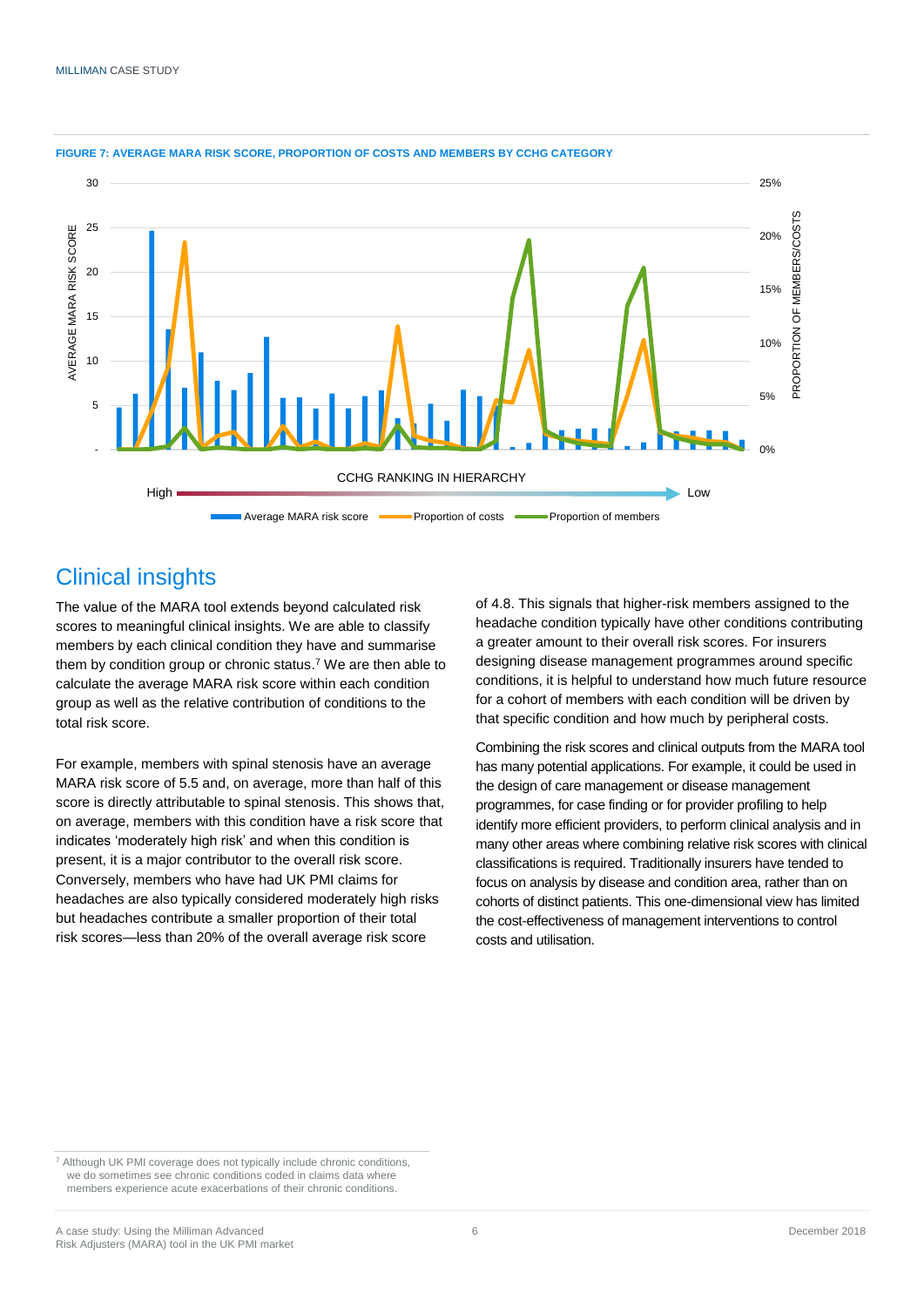FIGURE 7: AVERAGE MARA RISK SCORE, PROPORTION OF COSTS AND MEMBERS BY CCHG CATEGORY

## Clinical insights

The value of the MARA tool extends beyond calculated risk scores to meaningful clinical insights. We are able to classify members by each clinical condition they have and summarise them by condition group or chronic status.[7] We are then able to calculate the average MARA risk score within each condition group as well as the relative contribution of conditions to the total risk score.

For example, members with spinal stenosis have an average MARA risk score of 5.5 and, on average, more than half of this score is directly attributable to spinal stenosis. This shows that, on average, members with this condition have a risk score that indicates 'moderately high risk' and when this condition is present, it is a major contributor to the overall risk score. Conversely, members who have had UK PMI claims for headaches are also typically considered moderately high risks but headaches contribute a smaller proportion of their total risk scores—less than 20% of the overall average risk score of 4.8. This signals that higher-risk members assigned to the headache condition typically have other conditions contributing a greater amount to their overall risk scores. For insurers designing disease management programmes around specific conditions, it is helpful to understand how much future resource for a cohort of members with each condition will be driven by that specific condition and how much by peripheral costs.

Combining the risk scores and clinical outputs from the MARA tool has many potential applications. For example, it could be used in the design of care management or disease management programmes, for case finding or for provider profiling to help identify more efficient providers, to perform clinical analysis and in many other areas where combining relative risk scores with clinical classifications is required. Traditionally insurers have tended to focus on analysis by disease and condition area, rather than on cohorts of distinct patients. This one-dimensional view has limited the cost-effectiveness of management interventions to control costs and utilisation.

[7] Although UK PMI coverage does not typically include chronic conditions, we do sometimes see chronic conditions coded in claims data where members experience acute exacerbations of their chronic conditions.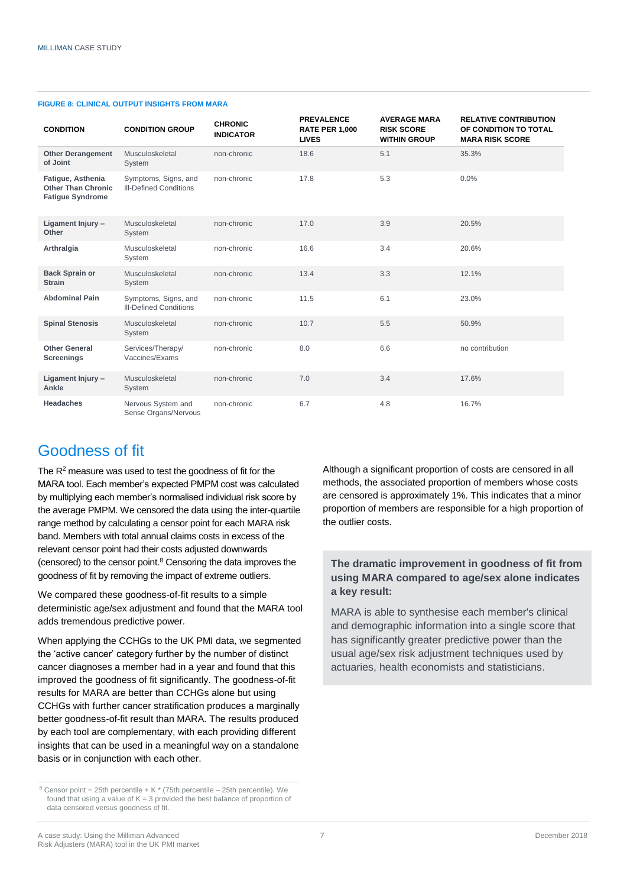**FIGURE 8: CLINICAL OUTPUT INSIGHTS FROM MARA**

| CONDITION | CONDITION GROUP | CHRONIC INDICATOR | PREVALENCE RATE PER 1,000 LIVES | AVERAGE MARA RISK SCORE WITHIN GROUP | RELATIVE CONTRIBUTION OF CONDITION TO TOTAL MARA RISK SCORE |
|---|---|---|---|---|---|
| **Other Derangement of Joint** | Musculoskeletal System | non-chronic | 18.6 | 5.1 | 35.3% |
| **Fatigue, Asthenia Other Than Chronic Fatigue Syndrome** | Symptoms, Signs, and Ill-Defined Conditions | non-chronic | 17.8 | 5.3 | 0.0% |
| **Ligament Injury – Other** | Musculoskeletal System | non-chronic | 17.0 | 3.9 | 20.5% |
| **Arthralgia** | Musculoskeletal System | non-chronic | 16.6 | 3.4 | 20.6% |
| **Back Sprain or Strain** | Musculoskeletal System | non-chronic | 13.4 | 3.3 | 12.1% |
| **Abdominal Pain** | Symptoms, Signs, and Ill-Defined Conditions | non-chronic | 11.5 | 6.1 | 23.0% |
| **Spinal Stenosis** | Musculoskeletal System | non-chronic | 10.7 | 5.5 | 50.9% |
| **Other General Screenings** | Services/Therapy/ Vaccines/Exams | non-chronic | 8.0 | 6.6 | no contribution |
| **Ligament Injury – Ankle** | Musculoskeletal System | non-chronic | 7.0 | 3.4 | 17.6% |
| **Headaches** | Nervous System and Sense Organs/Nervous | non-chronic | 6.7 | 4.8 | 16.7% |

## Goodness of fit

The $R^2$ measure was used to test the goodness of fit for the MARA tool. Each member's expected PMPM cost was calculated by multiplying each member's normalised individual risk score by the average PMPM. We censored the data using the inter-quartile range method by calculating a censor point for each MARA risk band. Members with total annual claims costs in excess of the relevant censor point had their costs adjusted downwards (censored) to the censor point.[8] Censoring the data improves the goodness of fit by removing the impact of extreme outliers.

We compared these goodness-of-fit results to a simple deterministic age/sex adjustment and found that the MARA tool adds tremendous predictive power.

When applying the CCHGs to the UK PMI data, we segmented the 'active cancer' category further by the number of distinct cancer diagnoses a member had in a year and found that this improved the goodness of fit significantly. The goodness-of-fit results for MARA are better than CCHGs alone but using CCHGs with further cancer stratification produces a marginally better goodness-of-fit result than MARA. The results produced by each tool are complementary, with each providing different insights that can be used in a meaningful way on a standalone basis or in conjunction with each other.

Although a significant proportion of costs are censored in all methods, the associated proportion of members whose costs are censored is approximately 1%. This indicates that a minor proportion of members are responsible for a high proportion of the outlier costs.

**The dramatic improvement in goodness of fit from using MARA compared to age/sex alone indicates a key result:**

MARA is able to synthesise each member's clinical and demographic information into a single score that has significantly greater predictive power than the usual age/sex risk adjustment techniques used by actuaries, health economists and statisticians.

[8] Censor point = 25th percentile + K * (75th percentile – 25th percentile). We found that using a value of K = 3 provided the best balance of proportion of data censored versus goodness of fit.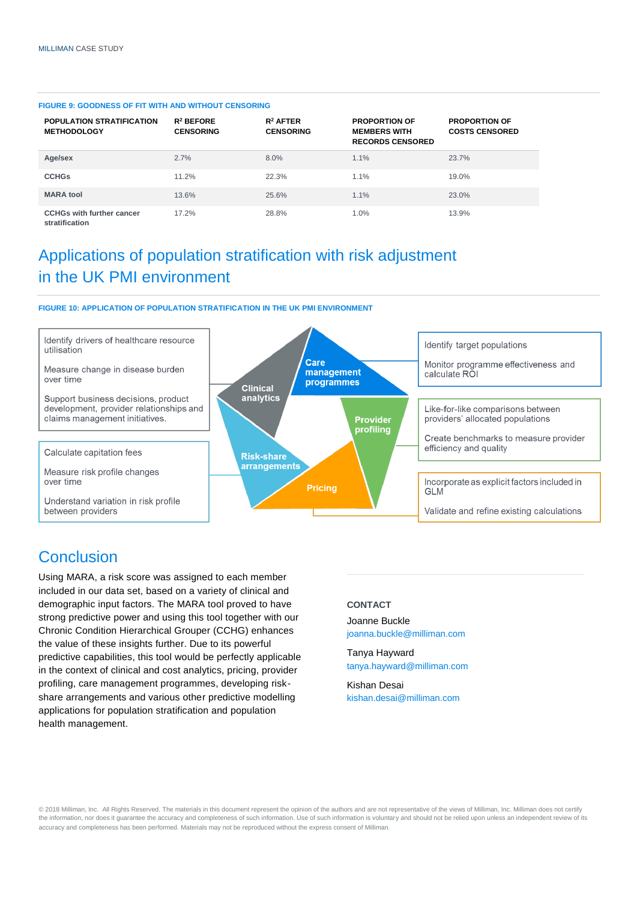FIGURE 9: GOODNESS OF FIT WITH AND WITHOUT CENSORING

| POPULATION STRATIFICATION METHODOLOGY | $R^2$ BEFORE CENSORING | $R^2$ AFTER CENSORING | PROPORTION OF MEMBERS WITH RECORDS CENSORED | PROPORTION OF COSTS CENSORED |
|---|---|---|---|---|
| **Age/sex** | 2.7% | 8.0% | 1.1% | 23.7% |
| **CCHGs** | 11.2% | 22.3% | 1.1% | 19.0% |
| **MARA tool** | 13.6% | 25.6% | 1.1% | 23.0% |
| **CCHGs with further cancer stratification** | 17.2% | 28.8% | 1.0% | 13.9% |

## Applications of population stratification with risk adjustment in the UK PMI environment

FIGURE 10: APPLICATION OF POPULATION STRATIFICATION IN THE UK PMI ENVIRONMENT

Identify drivers of healthcare resource utilisation

Measure change in disease burden over time

Support business decisions, product development, provider relationships and claims management initiatives.

Calculate capitation fees

Measure risk profile changes over time

Understand variation in risk profile between providers

Clinical analytics

Care management programmes

Provider profiling

Pricing

Risk-share arrangements

Identify target populations

Monitor programme effectiveness and calculate ROI

Like-for-like comparisons between providers' allocated populations

Create benchmarks to measure provider efficiency and quality

Incorporate as explicit factors included in GLM

Validate and refine existing calculations

## Conclusion

Using MARA, a risk score was assigned to each member included in our data set, based on a variety of clinical and demographic input factors. The MARA tool proved to have strong predictive power and using this tool together with our Chronic Condition Hierarchical Grouper (CCHG) enhances the value of these insights further. Due to its powerful predictive capabilities, this tool would be perfectly applicable in the context of clinical and cost analytics, pricing, provider profiling, care management programmes, developing risk-share arrangements and various other predictive modelling applications for population stratification and population health management.

**CONTACT**

Joanne Buckle
joanna.buckle@milliman.com

Tanya Hayward
tanya.hayward@milliman.com

Kishan Desai
kishan.desai@milliman.com

© 2018 Milliman, Inc. All Rights Reserved. The materials in this document represent the opinion of the authors and are not representative of the views of Milliman, Inc. Milliman does not certify the information, nor does it guarantee the accuracy and completeness of such information. Use of such information is voluntary and should not be relied upon unless an independent review of its accuracy and completeness has been performed. Materials may not be reproduced without the express consent of Milliman.